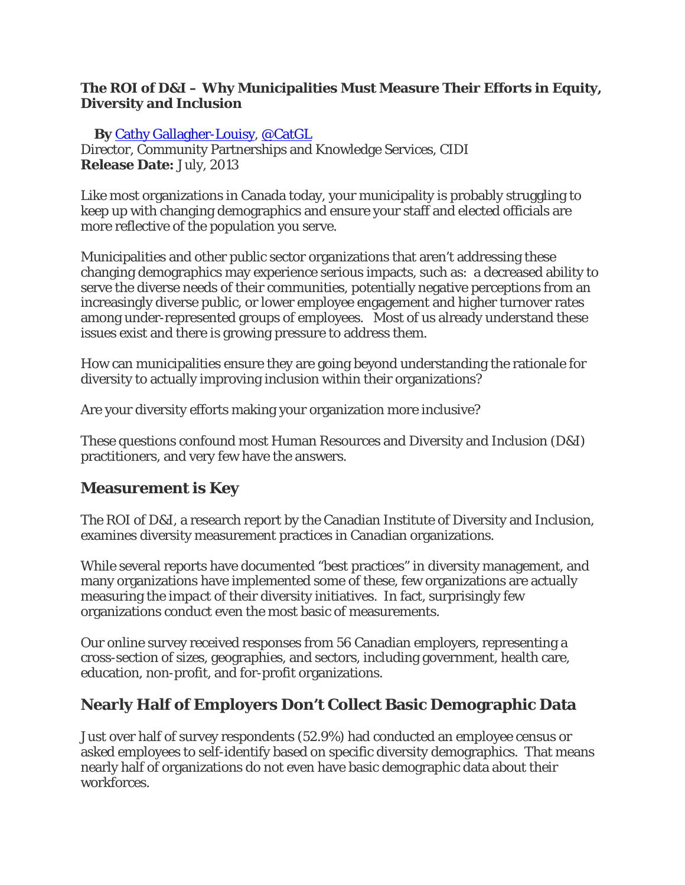**The ROI of D&I – Why Municipalities Must Measure Their Efforts in Equity, Diversity and Inclusion**

**By** [Cathy Gallagher-Louisy](), [@CatGL]()
Director, Community Partnerships and Knowledge Services, CIDI
**Release Date:** July, 2013

Like most organizations in Canada today, your municipality is probably struggling to keep up with changing demographics and ensure your staff and elected officials are more reflective of the population you serve.

Municipalities and other public sector organizations that aren't addressing these changing demographics may experience serious impacts, such as: a decreased ability to serve the diverse needs of their communities, potentially negative perceptions from an increasingly diverse public, or lower employee engagement and higher turnover rates among under-represented groups of employees. Most of us already understand these issues exist and there is growing pressure to address them.

How can municipalities ensure they are going beyond understanding the rationale for diversity to actually improving inclusion within their organizations?

Are your diversity efforts making your organization more inclusive?

These questions confound most Human Resources and Diversity and Inclusion (D&I) practitioners, and very few have the answers.

## Measurement is Key

The ROI of D&I, a research report by the Canadian Institute of Diversity and Inclusion, examines diversity measurement practices in Canadian organizations.

While several reports have documented "best practices" in diversity management, and many organizations have implemented some of these, few organizations are actually measuring the *impact* of their diversity initiatives. In fact, surprisingly few organizations conduct even the most basic of measurements.

Our online survey received responses from 56 Canadian employers, representing a cross-section of sizes, geographies, and sectors, including government, health care, education, non-profit, and for-profit organizations.

## Nearly Half of Employers Don't Collect Basic Demographic Data

Just over half of survey respondents (52.9%) had conducted an employee census or asked employees to self-identify based on specific diversity demographics. That means nearly half of organizations do not even have basic demographic data about their workforces.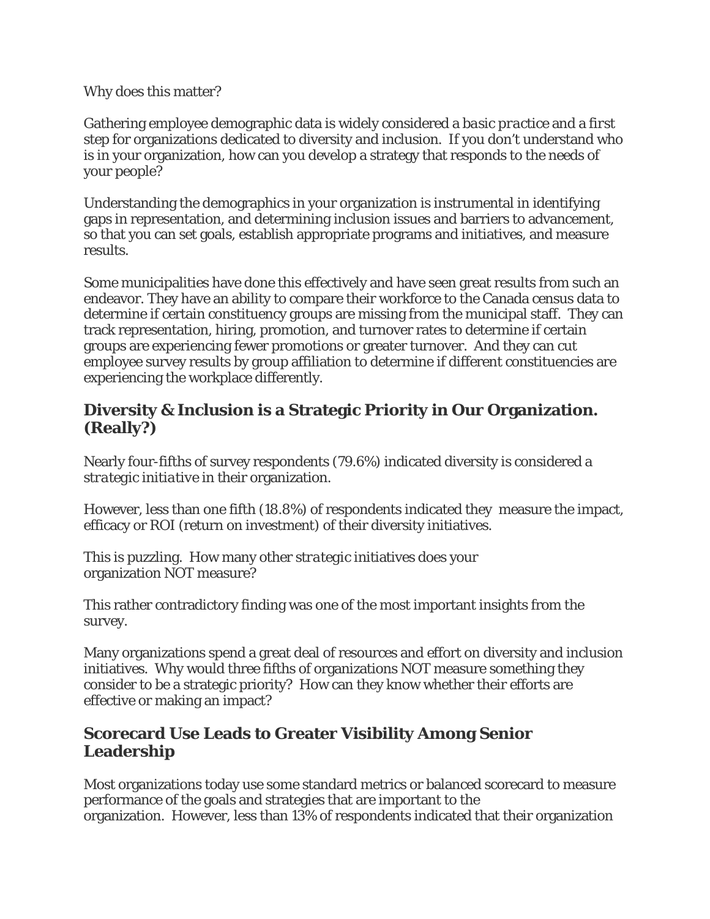Why does this matter?

Gathering employee demographic data is widely considered a *basic practice* and a *first step* for organizations dedicated to diversity and inclusion. If you don't understand who is in your organization, how can you develop a strategy that responds to the needs of your people?

Understanding the demographics in your organization is instrumental in identifying gaps in representation, and determining inclusion issues and barriers to advancement, so that you can set goals, establish appropriate programs and initiatives, and measure results.

Some municipalities have done this effectively and have seen great results from such an endeavor. They have an ability to compare their workforce to the Canada census data to determine if certain constituency groups are missing from the municipal staff. They can track representation, hiring, promotion, and turnover rates to determine if certain groups are experiencing fewer promotions or greater turnover. And they can cut employee survey results by group affiliation to determine if different constituencies are experiencing the workplace differently.

## Diversity & Inclusion is a Strategic Priority in Our Organization. (Really?)

Nearly four-fifths of survey respondents (79.6%) indicated diversity is considered a *strategic initiative* in their organization.

However, less than one fifth (18.8%) of respondents indicated they measure the impact, efficacy or ROI (return on investment) of their diversity initiatives.

This is puzzling. How many other *strategic* initiatives does your organization NOT measure?

This rather contradictory finding was one of the most important insights from the survey.

Many organizations spend a great deal of resources and effort on diversity and inclusion initiatives. Why would three fifths of organizations NOT measure something they consider to be a strategic priority? How can they know whether their efforts are effective or making an impact?

## Scorecard Use Leads to Greater Visibility Among Senior Leadership

Most organizations today use some standard metrics or balanced scorecard to measure performance of the goals and strategies that are important to the organization. However, less than 13% of respondents indicated that their organization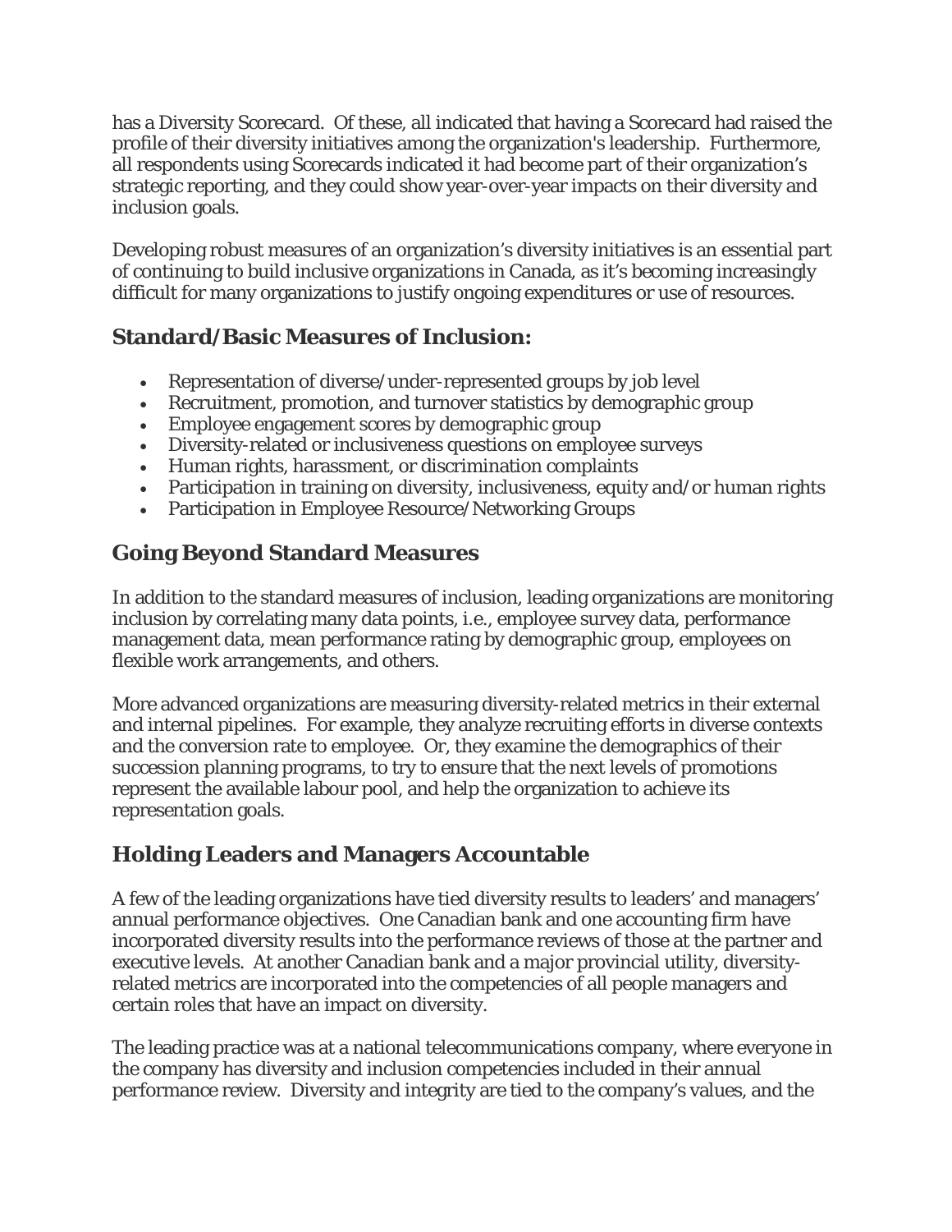has a Diversity Scorecard. Of these, all indicated that having a Scorecard had raised the profile of their diversity initiatives among the organization's leadership. Furthermore, all respondents using Scorecards indicated it had become part of their organization's strategic reporting, and they could show year-over-year impacts on their diversity and inclusion goals.

Developing robust measures of an organization's diversity initiatives is an essential part of continuing to build inclusive organizations in Canada, as it's becoming increasingly difficult for many organizations to justify ongoing expenditures or use of resources.

## Standard/Basic Measures of Inclusion:

- Representation of diverse/under-represented groups by job level
- Recruitment, promotion, and turnover statistics by demographic group
- Employee engagement scores by demographic group
- Diversity-related or inclusiveness questions on employee surveys
- Human rights, harassment, or discrimination complaints
- Participation in training on diversity, inclusiveness, equity and/or human rights
- Participation in Employee Resource/Networking Groups

## Going Beyond Standard Measures

In addition to the standard measures of inclusion, leading organizations are monitoring inclusion by correlating many data points, i.e., employee survey data, performance management data, mean performance rating by demographic group, employees on flexible work arrangements, and others.

More advanced organizations are measuring diversity-related metrics in their external and internal pipelines. For example, they analyze recruiting efforts in diverse contexts and the conversion rate to employee. Or, they examine the demographics of their succession planning programs, to try to ensure that the next levels of promotions represent the available labour pool, and help the organization to achieve its representation goals.

## Holding Leaders and Managers Accountable

A few of the leading organizations have tied diversity results to leaders' and managers' annual performance objectives. One Canadian bank and one accounting firm have incorporated diversity results into the performance reviews of those at the partner and executive levels. At another Canadian bank and a major provincial utility, diversity-related metrics are incorporated into the competencies of all people managers and certain roles that have an impact on diversity.

The leading practice was at a national telecommunications company, where everyone in the company has diversity and inclusion competencies included in their annual performance review. Diversity and integrity are tied to the company's values, and the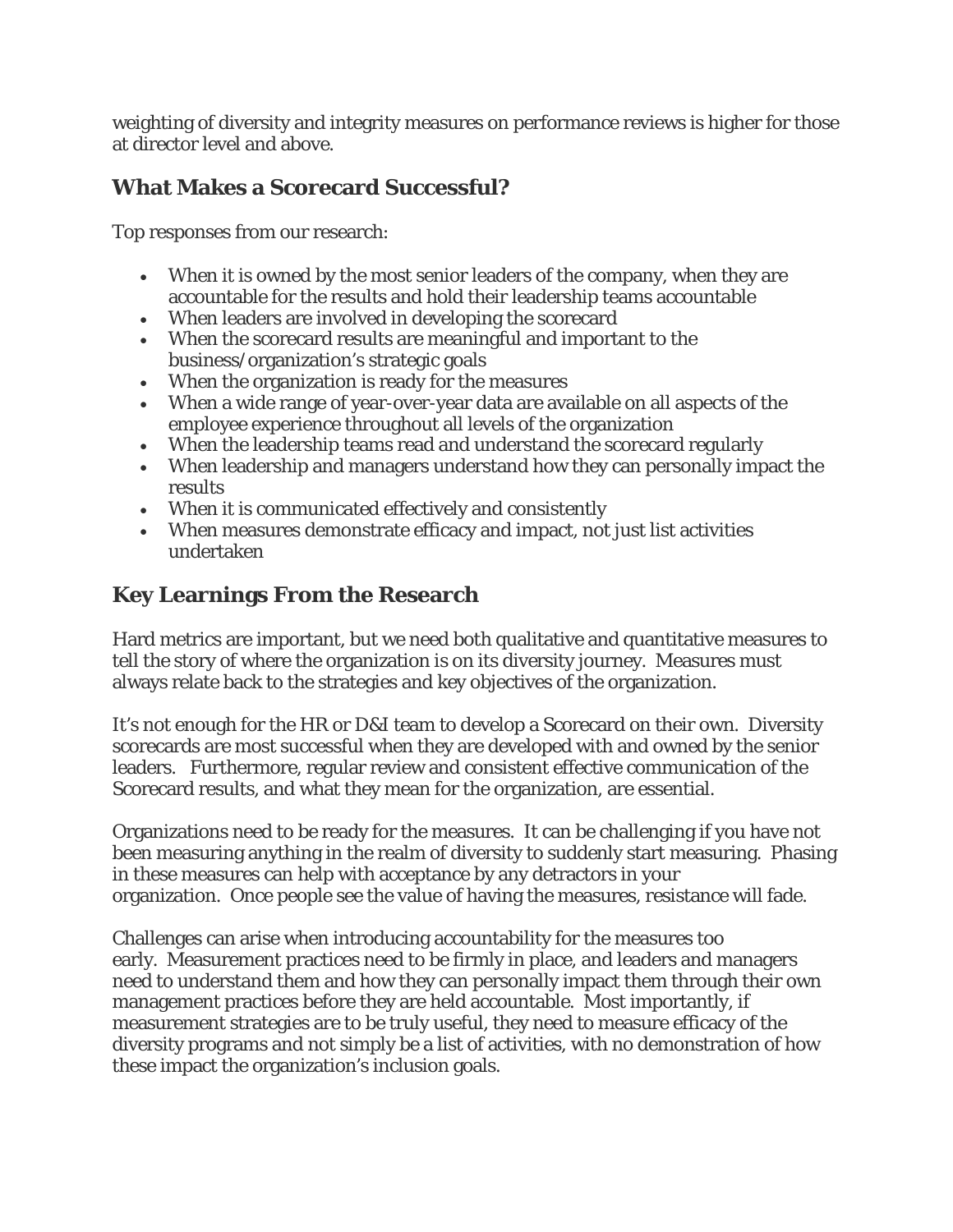weighting of diversity and integrity measures on performance reviews is higher for those at director level and above.

## What Makes a Scorecard Successful?

Top responses from our research:

- When it is owned by the most senior leaders of the company, when they are accountable for the results and hold their leadership teams accountable
- When leaders are involved in developing the scorecard
- When the scorecard results are meaningful and important to the business/organization's strategic goals
- When the organization is ready for the measures
- When a wide range of year-over-year data are available on all aspects of the employee experience throughout all levels of the organization
- When the leadership teams read and understand the scorecard regularly
- When leadership and managers understand how they can personally impact the results
- When it is communicated effectively and consistently
- When measures demonstrate efficacy and impact, not just list activities undertaken

## Key Learnings From the Research

Hard metrics are important, but we need both qualitative and quantitative measures to tell the story of where the organization is on its diversity journey. Measures must always relate back to the strategies and key objectives of the organization.

It's not enough for the HR or D&I team to develop a Scorecard on their own. Diversity scorecards are most successful when they are developed with and owned by the senior leaders. Furthermore, regular review and consistent effective communication of the Scorecard results, and what they mean for the organization, are essential.

Organizations need to be ready for the measures. It can be challenging if you have not been measuring anything in the realm of diversity to suddenly start measuring. Phasing in these measures can help with acceptance by any detractors in your organization. Once people see the value of having the measures, resistance will fade.

Challenges can arise when introducing accountability for the measures too early. Measurement practices need to be firmly in place, and leaders and managers need to understand them and how they can personally impact them through their own management practices before they are held accountable. Most importantly, if measurement strategies are to be truly useful, they need to measure efficacy of the diversity programs and not simply be a list of activities, with no demonstration of how these impact the organization's inclusion goals.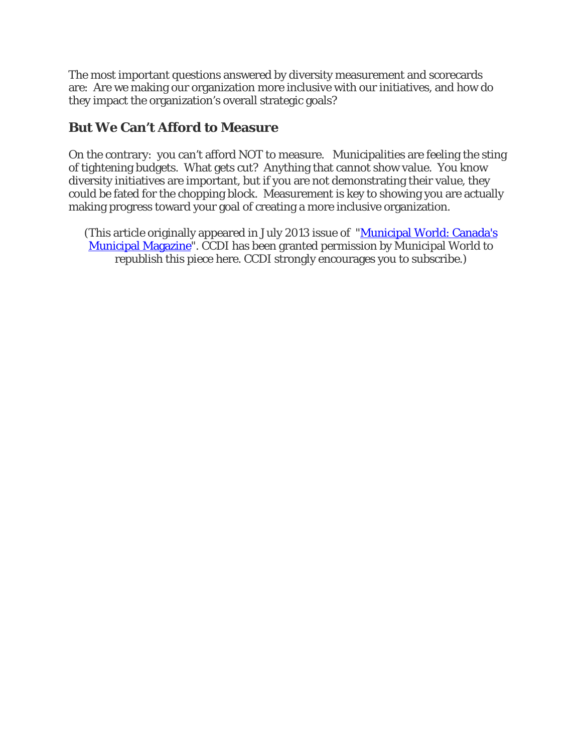The most important questions answered by diversity measurement and scorecards are: Are we making our organization more inclusive with our initiatives, and how do they impact the organization's overall strategic goals?

## But We Can't Afford to Measure

On the contrary: you can't afford NOT to measure. Municipalities are feeling the sting of tightening budgets. What gets cut? Anything that cannot show value. You know diversity initiatives are important, but if you are not demonstrating their value, they could be fated for the chopping block. Measurement is key to showing you are actually making progress toward your goal of creating a more inclusive organization.

(This article originally appeared in July 2013 issue of "Municipal World: Canada's Municipal Magazine". CCDI has been granted permission by Municipal World to republish this piece here. CCDI strongly encourages you to subscribe.)